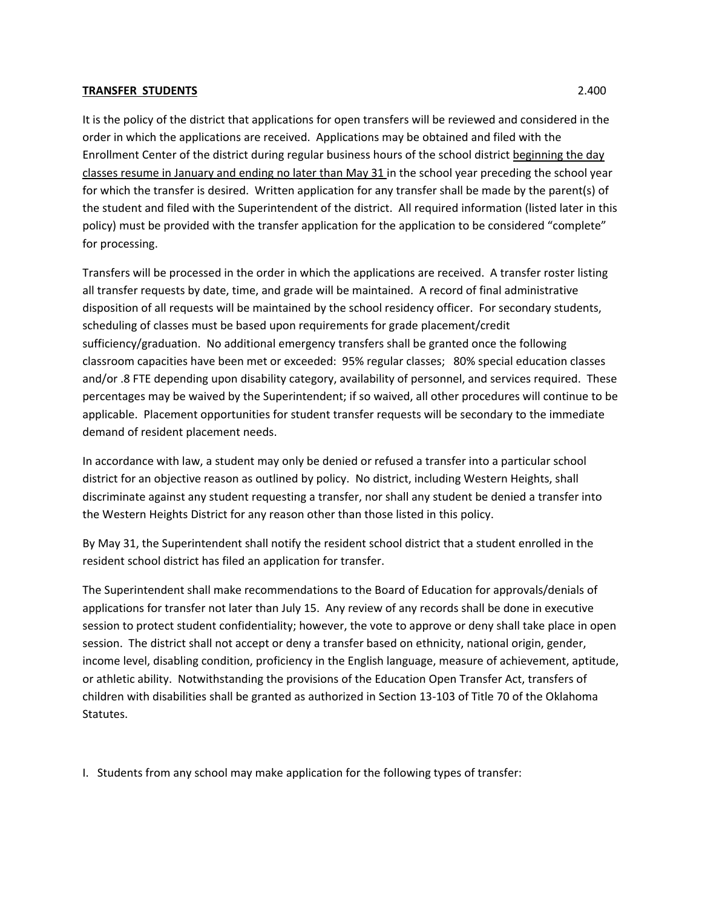**<u>TRANSFER STUDENTS</u>** 2.400

It is the policy of the district that applications for open transfers will be reviewed and considered in the order in which the applications are received. Applications may be obtained and filed with the Enrollment Center of the district during regular business hours of the school district <u>beginning the day classes resume in January and ending no later than May 31</u> in the school year preceding the school year for which the transfer is desired. Written application for any transfer shall be made by the parent(s) of the student and filed with the Superintendent of the district. All required information (listed later in this policy) must be provided with the transfer application for the application to be considered "complete" for processing.

Transfers will be processed in the order in which the applications are received. A transfer roster listing all transfer requests by date, time, and grade will be maintained. A record of final administrative disposition of all requests will be maintained by the school residency officer. For secondary students, scheduling of classes must be based upon requirements for grade placement/credit sufficiency/graduation. No additional emergency transfers shall be granted once the following classroom capacities have been met or exceeded: 95% regular classes; 80% special education classes and/or .8 FTE depending upon disability category, availability of personnel, and services required. These percentages may be waived by the Superintendent; if so waived, all other procedures will continue to be applicable. Placement opportunities for student transfer requests will be secondary to the immediate demand of resident placement needs.

In accordance with law, a student may only be denied or refused a transfer into a particular school district for an objective reason as outlined by policy. No district, including Western Heights, shall discriminate against any student requesting a transfer, nor shall any student be denied a transfer into the Western Heights District for any reason other than those listed in this policy.

By May 31, the Superintendent shall notify the resident school district that a student enrolled in the resident school district has filed an application for transfer.

The Superintendent shall make recommendations to the Board of Education for approvals/denials of applications for transfer not later than July 15. Any review of any records shall be done in executive session to protect student confidentiality; however, the vote to approve or deny shall take place in open session. The district shall not accept or deny a transfer based on ethnicity, national origin, gender, income level, disabling condition, proficiency in the English language, measure of achievement, aptitude, or athletic ability. Notwithstanding the provisions of the Education Open Transfer Act, transfers of children with disabilities shall be granted as authorized in Section 13-103 of Title 70 of the Oklahoma Statutes.

I. Students from any school may make application for the following types of transfer: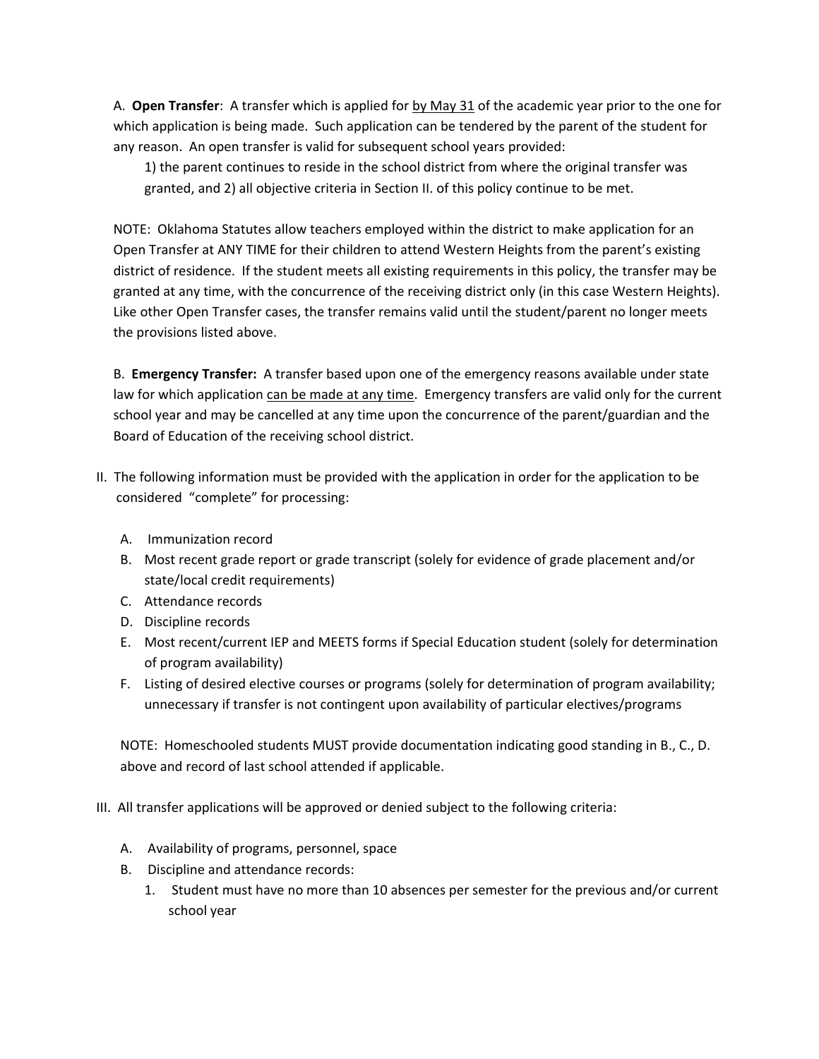A. **Open Transfer**: A transfer which is applied for by May 31 of the academic year prior to the one for which application is being made. Such application can be tendered by the parent of the student for any reason. An open transfer is valid for subsequent school years provided:

1) the parent continues to reside in the school district from where the original transfer was granted, and 2) all objective criteria in Section II. of this policy continue to be met.

NOTE: Oklahoma Statutes allow teachers employed within the district to make application for an Open Transfer at ANY TIME for their children to attend Western Heights from the parent's existing district of residence. If the student meets all existing requirements in this policy, the transfer may be granted at any time, with the concurrence of the receiving district only (in this case Western Heights). Like other Open Transfer cases, the transfer remains valid until the student/parent no longer meets the provisions listed above.

B. **Emergency Transfer:** A transfer based upon one of the emergency reasons available under state law for which application can be made at any time. Emergency transfers are valid only for the current school year and may be cancelled at any time upon the concurrence of the parent/guardian and the Board of Education of the receiving school district.

II. The following information must be provided with the application in order for the application to be considered "complete" for processing:

   A. Immunization record
   B. Most recent grade report or grade transcript (solely for evidence of grade placement and/or state/local credit requirements)
   C. Attendance records
   D. Discipline records
   E. Most recent/current IEP and MEETS forms if Special Education student (solely for determination of program availability)
   F. Listing of desired elective courses or programs (solely for determination of program availability; unnecessary if transfer is not contingent upon availability of particular electives/programs

   NOTE: Homeschooled students MUST provide documentation indicating good standing in B., C., D. above and record of last school attended if applicable.

III. All transfer applications will be approved or denied subject to the following criteria:

   A. Availability of programs, personnel, space
   B. Discipline and attendance records:
      1. Student must have no more than 10 absences per semester for the previous and/or current school year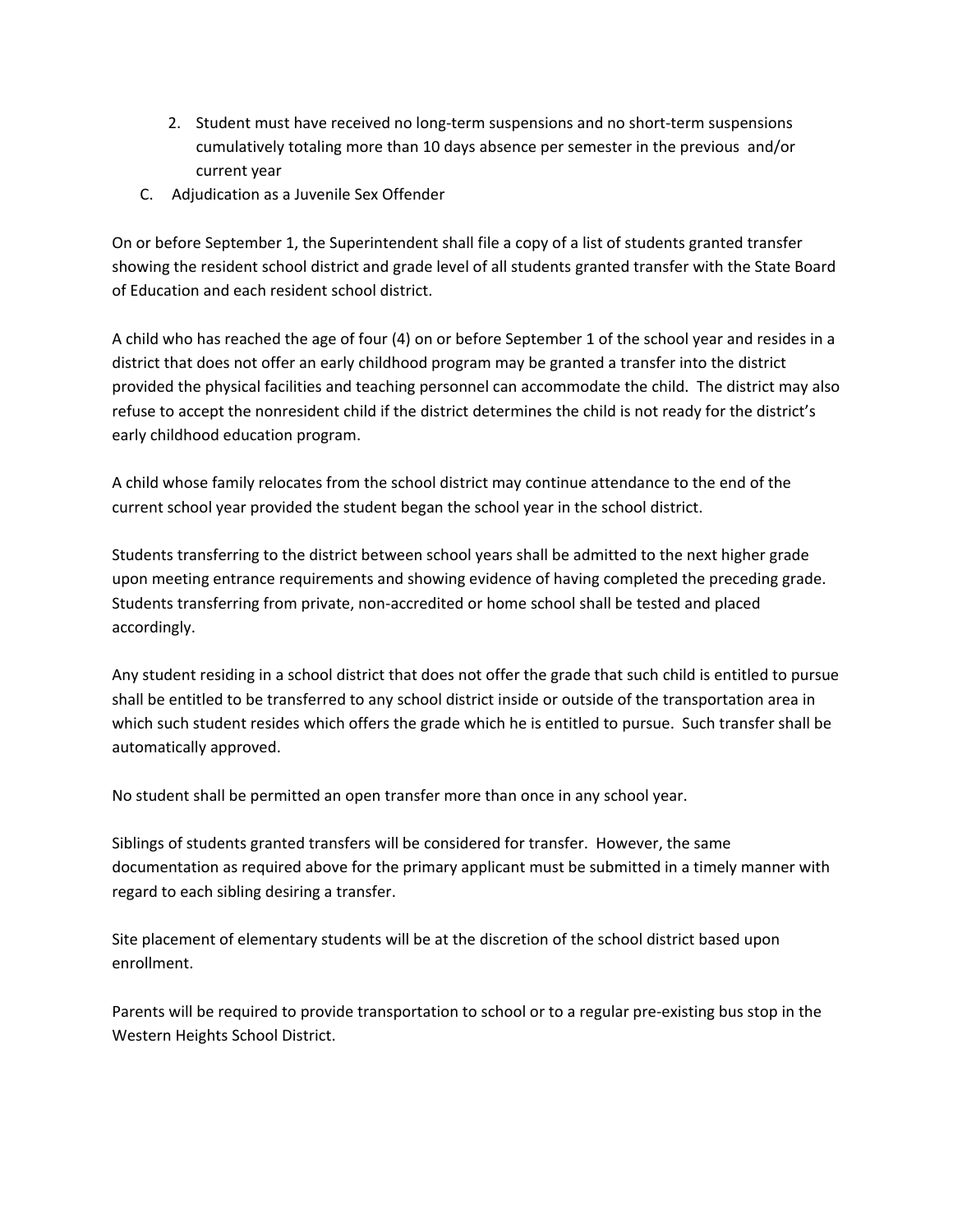2. Student must have received no long-term suspensions and no short-term suspensions cumulatively totaling more than 10 days absence per semester in the previous and/or current year

C. Adjudication as a Juvenile Sex Offender

On or before September 1, the Superintendent shall file a copy of a list of students granted transfer showing the resident school district and grade level of all students granted transfer with the State Board of Education and each resident school district.

A child who has reached the age of four (4) on or before September 1 of the school year and resides in a district that does not offer an early childhood program may be granted a transfer into the district provided the physical facilities and teaching personnel can accommodate the child. The district may also refuse to accept the nonresident child if the district determines the child is not ready for the district's early childhood education program.

A child whose family relocates from the school district may continue attendance to the end of the current school year provided the student began the school year in the school district.

Students transferring to the district between school years shall be admitted to the next higher grade upon meeting entrance requirements and showing evidence of having completed the preceding grade. Students transferring from private, non-accredited or home school shall be tested and placed accordingly.

Any student residing in a school district that does not offer the grade that such child is entitled to pursue shall be entitled to be transferred to any school district inside or outside of the transportation area in which such student resides which offers the grade which he is entitled to pursue. Such transfer shall be automatically approved.

No student shall be permitted an open transfer more than once in any school year.

Siblings of students granted transfers will be considered for transfer. However, the same documentation as required above for the primary applicant must be submitted in a timely manner with regard to each sibling desiring a transfer.

Site placement of elementary students will be at the discretion of the school district based upon enrollment.

Parents will be required to provide transportation to school or to a regular pre-existing bus stop in the Western Heights School District.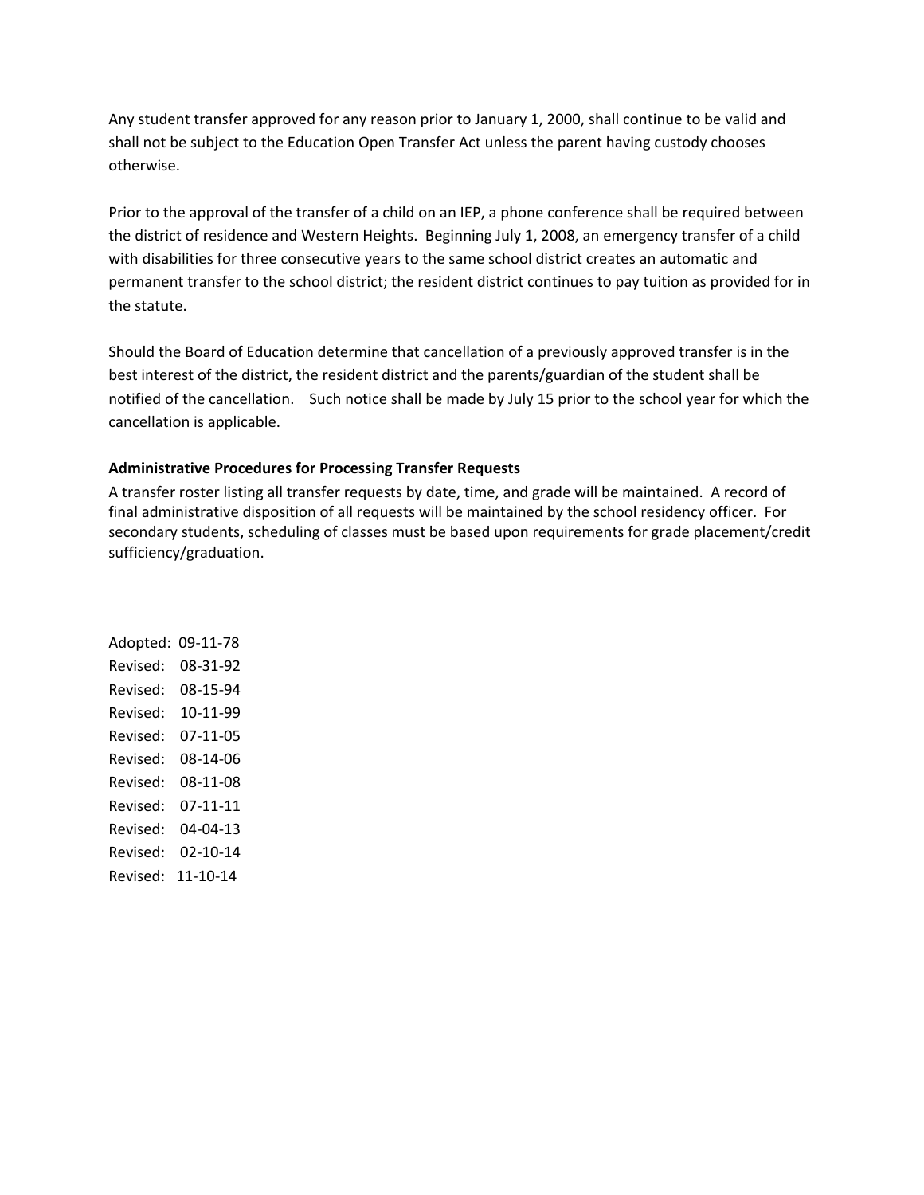Any student transfer approved for any reason prior to January 1, 2000, shall continue to be valid and shall not be subject to the Education Open Transfer Act unless the parent having custody chooses otherwise.

Prior to the approval of the transfer of a child on an IEP, a phone conference shall be required between the district of residence and Western Heights. Beginning July 1, 2008, an emergency transfer of a child with disabilities for three consecutive years to the same school district creates an automatic and permanent transfer to the school district; the resident district continues to pay tuition as provided for in the statute.

Should the Board of Education determine that cancellation of a previously approved transfer is in the best interest of the district, the resident district and the parents/guardian of the student shall be notified of the cancellation. Such notice shall be made by July 15 prior to the school year for which the cancellation is applicable.

**Administrative Procedures for Processing Transfer Requests**

A transfer roster listing all transfer requests by date, time, and grade will be maintained. A record of final administrative disposition of all requests will be maintained by the school residency officer. For secondary students, scheduling of classes must be based upon requirements for grade placement/credit sufficiency/graduation.

Adopted: 09-11-78
Revised: 08-31-92
Revised: 08-15-94
Revised: 10-11-99
Revised: 07-11-05
Revised: 08-14-06
Revised: 08-11-08
Revised: 07-11-11
Revised: 04-04-13
Revised: 02-10-14
Revised: 11-10-14